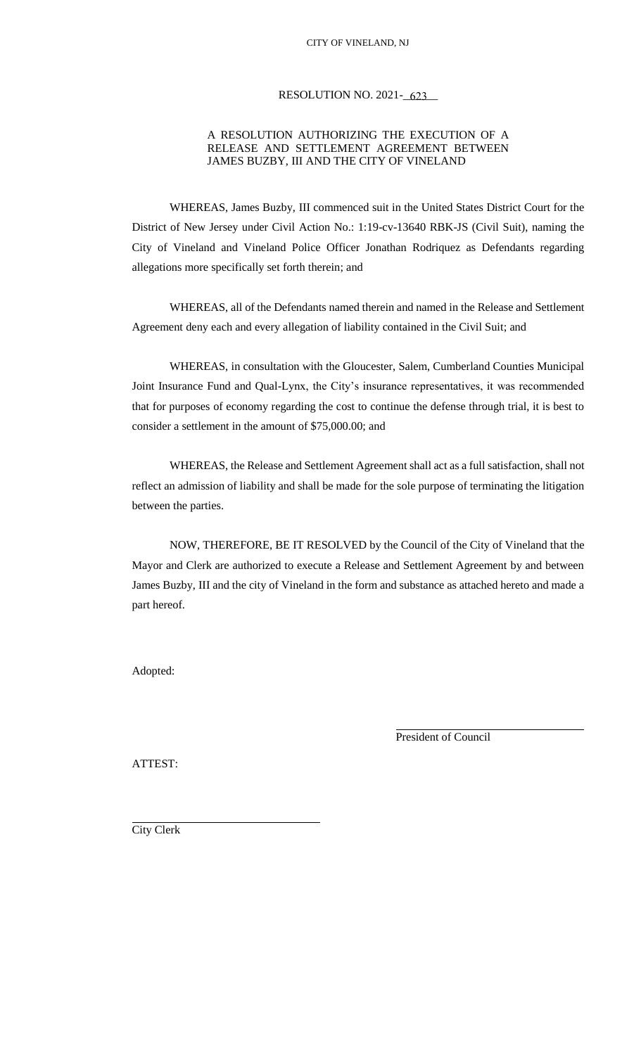CITY OF VINELAND, NJ

# RESOLUTION NO. 2021-623

A RESOLUTION AUTHORIZING THE EXECUTION OF A RELEASE AND SETTLEMENT AGREEMENT BETWEEN JAMES BUZBY, III AND THE CITY OF VINELAND

WHEREAS, James Buzby, III commenced suit in the United States District Court for the District of New Jersey under Civil Action No.: 1:19-cv-13640 RBK-JS (Civil Suit), naming the City of Vineland and Vineland Police Officer Jonathan Rodriquez as Defendants regarding allegations more specifically set forth therein; and

WHEREAS, all of the Defendants named therein and named in the Release and Settlement Agreement deny each and every allegation of liability contained in the Civil Suit; and

WHEREAS, in consultation with the Gloucester, Salem, Cumberland Counties Municipal Joint Insurance Fund and Qual-Lynx, the City's insurance representatives, it was recommended that for purposes of economy regarding the cost to continue the defense through trial, it is best to consider a settlement in the amount of $75,000.00; and

WHEREAS, the Release and Settlement Agreement shall act as a full satisfaction, shall not reflect an admission of liability and shall be made for the sole purpose of terminating the litigation between the parties.

NOW, THEREFORE, BE IT RESOLVED by the Council of the City of Vineland that the Mayor and Clerk are authorized to execute a Release and Settlement Agreement by and between James Buzby, III and the city of Vineland in the form and substance as attached hereto and made a part hereof.

Adopted:

President of Council

ATTEST:

City Clerk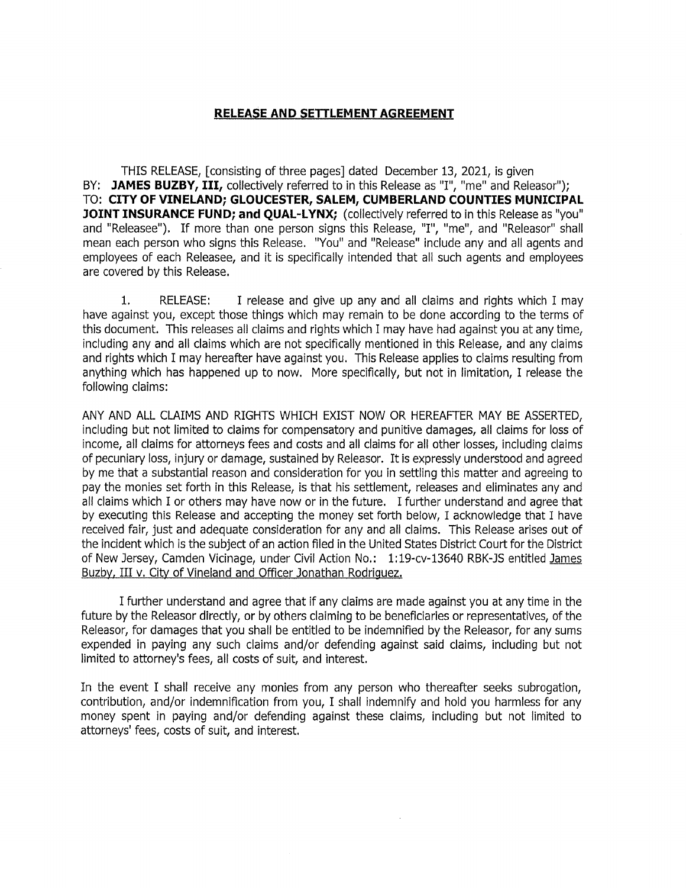## RELEASE AND SETTLEMENT AGREEMENT

THIS RELEASE, [consisting of three pages] dated December 13, 2021, is given BY: **JAMES BUZBY, III,** collectively referred to in this Release as "I", "me" and Releasor"); TO: **CITY OF VINELAND; GLOUCESTER, SALEM, CUMBERLAND COUNTIES MUNICIPAL JOINT INSURANCE FUND; and QUAL-LYNX;** (collectively referred to in this Release as "you" and "Releasee"). If more than one person signs this Release, "I", "me", and "Releasor" shall mean each person who signs this Release. "You" and "Release" include any and all agents and employees of each Releasee, and it is specifically intended that all such agents and employees are covered by this Release.

1. RELEASE: I release and give up any and all claims and rights which I may have against you, except those things which may remain to be done according to the terms of this document. This releases all claims and rights which I may have had against you at any time, including any and all claims which are not specifically mentioned in this Release, and any claims and rights which I may hereafter have against you. This Release applies to claims resulting from anything which has happened up to now. More specifically, but not in limitation, I release the following claims:

ANY AND ALL CLAIMS AND RIGHTS WHICH EXIST NOW OR HEREAFTER MAY BE ASSERTED, including but not limited to claims for compensatory and punitive damages, all claims for loss of income, all claims for attorneys fees and costs and all claims for all other losses, including claims of pecuniary loss, injury or damage, sustained by Releasor. It is expressly understood and agreed by me that a substantial reason and consideration for you in settling this matter and agreeing to pay the monies set forth in this Release, is that his settlement, releases and eliminates any and all claims which I or others may have now or in the future. I further understand and agree that by executing this Release and accepting the money set forth below, I acknowledge that I have received fair, just and adequate consideration for any and all claims. This Release arises out of the incident which is the subject of an action filed in the United States District Court for the District of New Jersey, Camden Vicinage, under Civil Action No.: 1:19-cv-13640 RBK-JS entitled <u>James Buzby, III v. City of Vineland and Officer Jonathan Rodriguez.</u>

I further understand and agree that if any claims are made against you at any time in the future by the Releasor directly, or by others claiming to be beneficiaries or representatives, of the Releasor, for damages that you shall be entitled to be indemnified by the Releasor, for any sums expended in paying any such claims and/or defending against said claims, including but not limited to attorney's fees, all costs of suit, and interest.

In the event I shall receive any monies from any person who thereafter seeks subrogation, contribution, and/or indemnification from you, I shall indemnify and hold you harmless for any money spent in paying and/or defending against these claims, including but not limited to attorneys' fees, costs of suit, and interest.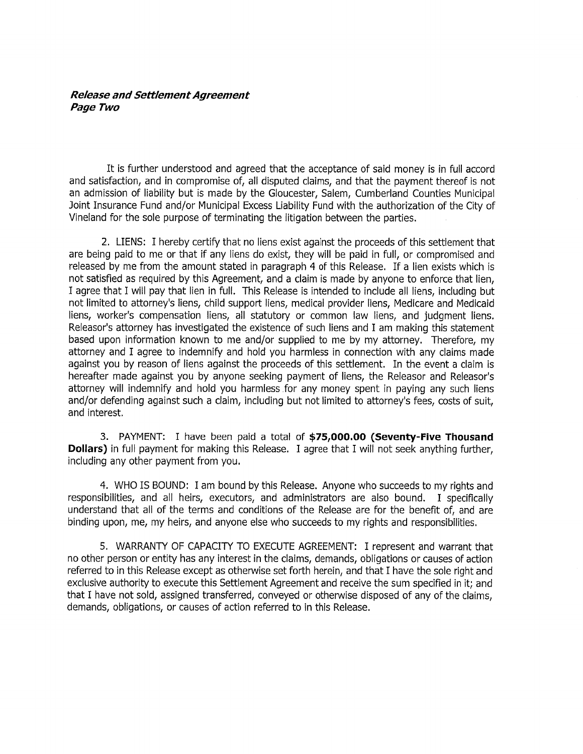It is further understood and agreed that the acceptance of said money is in full accord and satisfaction, and in compromise of, all disputed claims, and that the payment thereof is not an admission of liability but is made by the Gloucester, Salem, Cumberland Counties Municipal Joint Insurance Fund and/or Municipal Excess Liability Fund with the authorization of the City of Vineland for the sole purpose of terminating the litigation between the parties.

2. LIENS: I hereby certify that no liens exist against the proceeds of this settlement that are being paid to me or that if any liens do exist, they will be paid in full, or compromised and released by me from the amount stated in paragraph 4 of this Release. If a lien exists which is not satisfied as required by this Agreement, and a claim is made by anyone to enforce that lien, I agree that I will pay that lien in full. This Release is intended to include all liens, including but not limited to attorney's liens, child support liens, medical provider liens, Medicare and Medicaid liens, worker's compensation liens, all statutory or common law liens, and judgment liens. Releasor's attorney has investigated the existence of such liens and I am making this statement based upon information known to me and/or supplied to me by my attorney. Therefore, my attorney and I agree to indemnify and hold you harmless in connection with any claims made against you by reason of liens against the proceeds of this settlement. In the event a claim is hereafter made against you by anyone seeking payment of liens, the Releasor and Releasor's attorney will indemnify and hold you harmless for any money spent in paying any such liens and/or defending against such a claim, including but not limited to attorney's fees, costs of suit, and interest.

3. PAYMENT: I have been paid a total of **$75,000.00 (Seventy-Five Thousand Dollars)** in full payment for making this Release. I agree that I will not seek anything further, including any other payment from you.

4. WHO IS BOUND: I am bound by this Release. Anyone who succeeds to my rights and responsibilities, and all heirs, executors, and administrators are also bound. I specifically understand that all of the terms and conditions of the Release are for the benefit of, and are binding upon, me, my heirs, and anyone else who succeeds to my rights and responsibilities.

5. WARRANTY OF CAPACITY TO EXECUTE AGREEMENT: I represent and warrant that no other person or entity has any interest in the claims, demands, obligations or causes of action referred to in this Release except as otherwise set forth herein, and that I have the sole right and exclusive authority to execute this Settlement Agreement and receive the sum specified in it; and that I have not sold, assigned transferred, conveyed or otherwise disposed of any of the claims, demands, obligations, or causes of action referred to in this Release.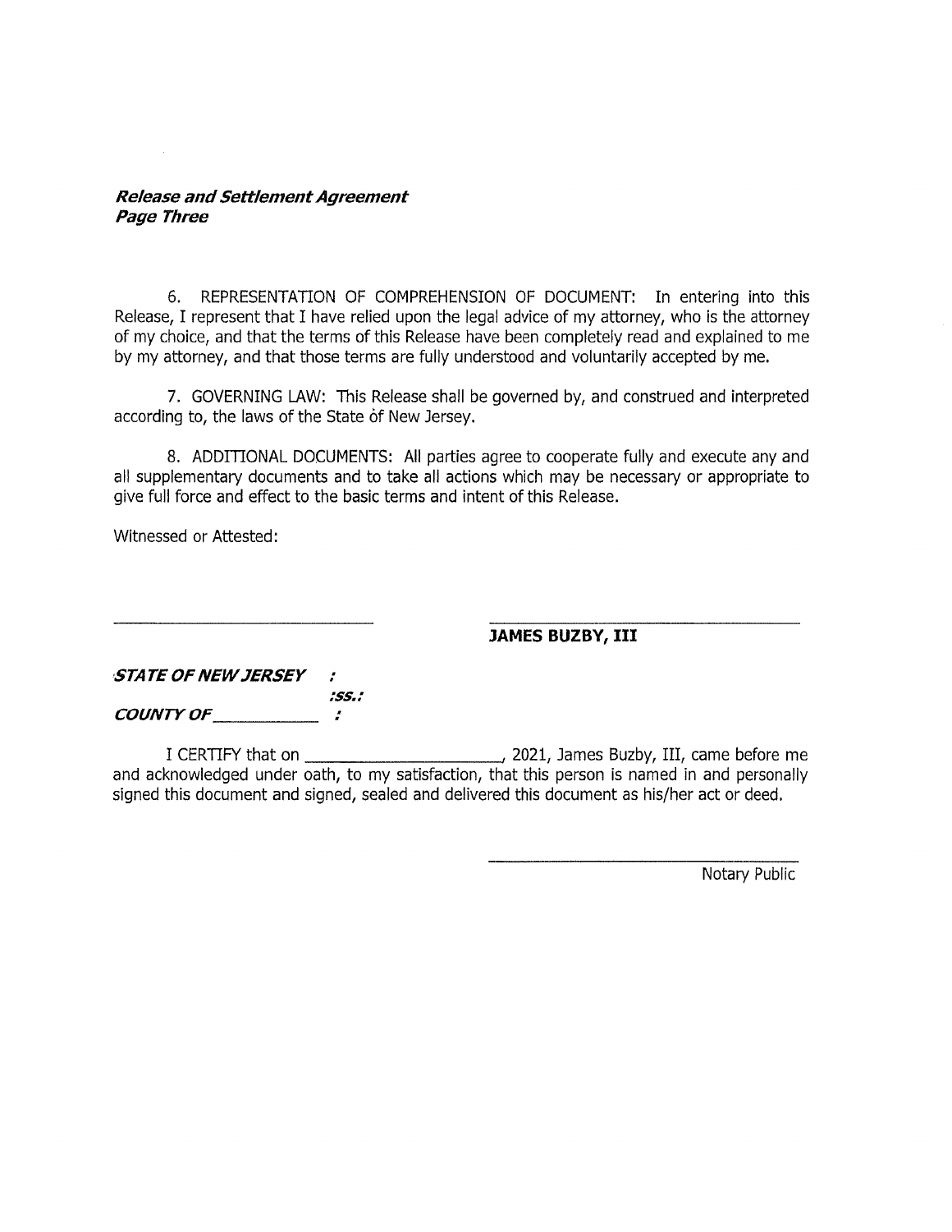***Release and Settlement Agreement***
***Page Three***

6. REPRESENTATION OF COMPREHENSION OF DOCUMENT: In entering into this Release, I represent that I have relied upon the legal advice of my attorney, who is the attorney of my choice, and that the terms of this Release have been completely read and explained to me by my attorney, and that those terms are fully understood and voluntarily accepted by me.

7. GOVERNING LAW: This Release shall be governed by, and construed and interpreted according to, the laws of the State of New Jersey.

8. ADDITIONAL DOCUMENTS: All parties agree to cooperate fully and execute any and all supplementary documents and to take all actions which may be necessary or appropriate to give full force and effect to the basic terms and intent of this Release.

Witnessed or Attested:

\_\_\_\_\_\_\_\_\_\_\_\_\_\_\_\_\_\_\_\_\_\_\_\_\_\_\_\_ \_\_\_\_\_\_\_\_\_\_\_\_\_\_\_\_\_\_\_\_\_\_\_\_\_\_\_\_\_\_\_\_

**JAMES BUZBY, III**

***STATE OF NEW JERSEY :***
***:SS.:***
***COUNTY OF\_\_\_\_\_\_\_\_\_\_ :***

I CERTIFY that on \_\_\_\_\_\_\_\_\_\_\_\_\_\_\_\_\_\_\_\_, 2021, James Buzby, III, came before me and acknowledged under oath, to my satisfaction, that this person is named in and personally signed this document and signed, sealed and delivered this document as his/her act or deed.

\_\_\_\_\_\_\_\_\_\_\_\_\_\_\_\_\_\_\_\_\_\_\_\_\_\_\_\_\_\_\_\_

Notary Public